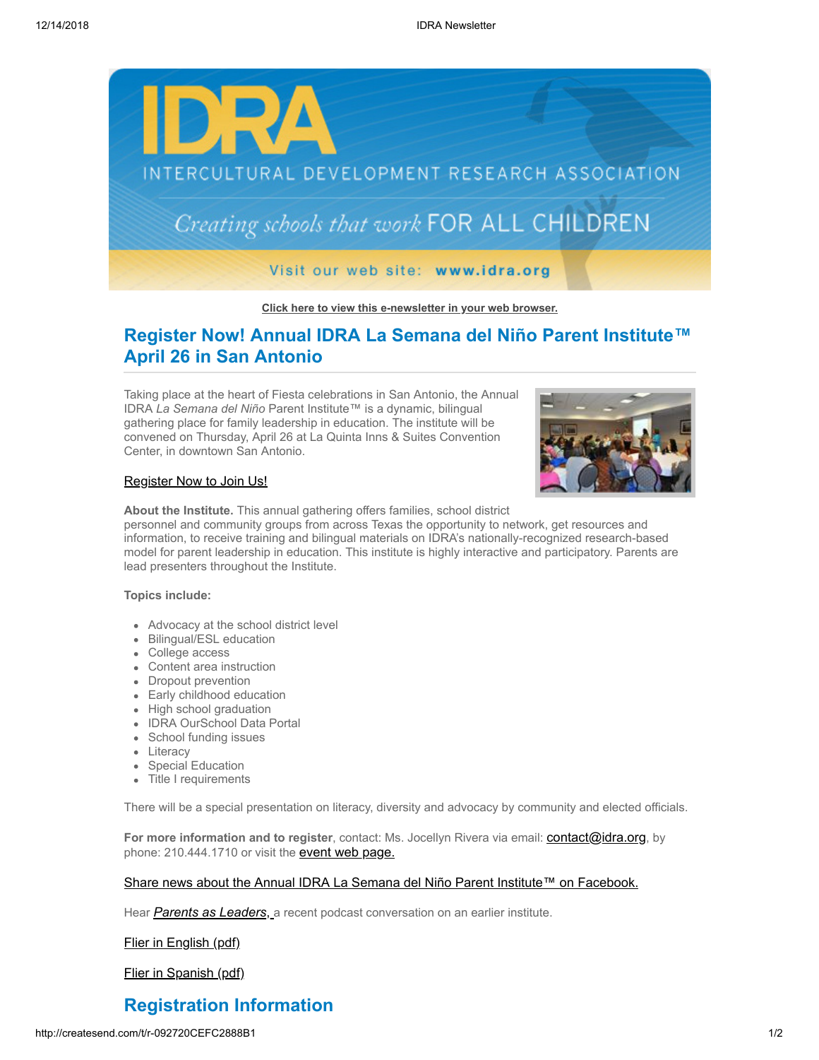Click here to view this e-newsletter in your web browser.

## Register Now! Annual IDRA La Semana del Niño Parent Institute™ April 26 in San Antonio

Taking place at the heart of Fiesta celebrations in San Antonio, the Annual IDRA *La Semana del Niño* Parent Institute™ is a dynamic, bilingual gathering place for family leadership in education. The institute will be convened on Thursday, April 26 at La Quinta Inns & Suites Convention Center, in downtown San Antonio.

Register Now to Join Us!

**About the Institute.** This annual gathering offers families, school district personnel and community groups from across Texas the opportunity to network, get resources and information, to receive training and bilingual materials on IDRA's nationally-recognized research-based model for parent leadership in education. This institute is highly interactive and participatory. Parents are lead presenters throughout the Institute.

**Topics include:**

- Advocacy at the school district level
- Bilingual/ESL education
- College access
- Content area instruction
- Dropout prevention
- Early childhood education
- High school graduation
- IDRA OurSchool Data Portal
- School funding issues
- Literacy
- Special Education
- Title I requirements

There will be a special presentation on literacy, diversity and advocacy by community and elected officials.

**For more information and to register**, contact: Ms. Jocellyn Rivera via email: contact@idra.org, by phone: 210.444.1710 or visit the event web page.

Share news about the Annual IDRA La Semana del Niño Parent Institute™ on Facebook.

Hear *Parents as Leaders*, a recent podcast conversation on an earlier institute.

Flier in English (pdf)

Flier in Spanish (pdf)

## Registration Information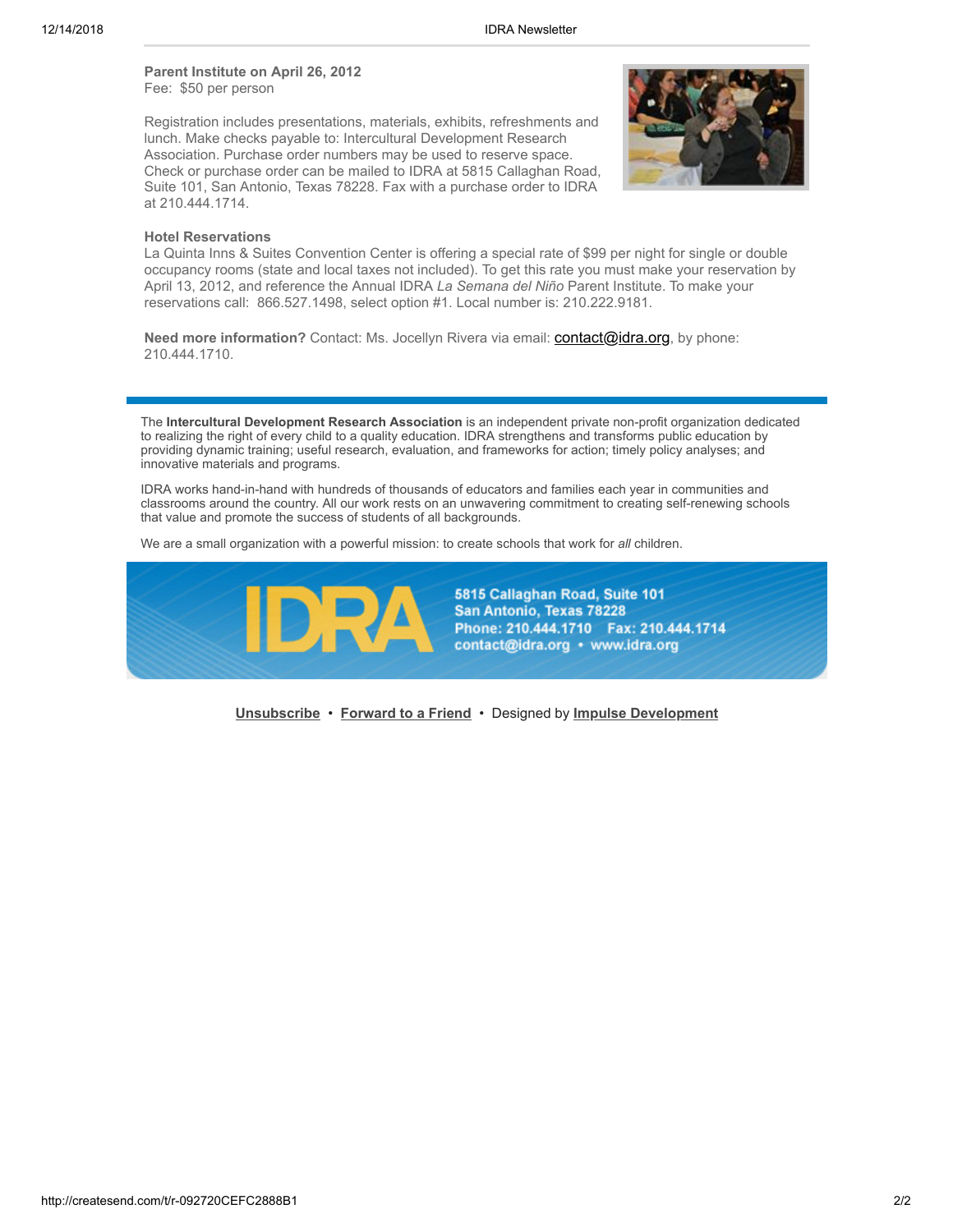**Parent Institute on April 26, 2012**
Fee: $50 per person

Registration includes presentations, materials, exhibits, refreshments and lunch. Make checks payable to: Intercultural Development Research Association. Purchase order numbers may be used to reserve space. Check or purchase order can be mailed to IDRA at 5815 Callaghan Road, Suite 101, San Antonio, Texas 78228. Fax with a purchase order to IDRA at 210.444.1714.

**Hotel Reservations**
La Quinta Inns & Suites Convention Center is offering a special rate of $99 per night for single or double occupancy rooms (state and local taxes not included). To get this rate you must make your reservation by April 13, 2012, and reference the Annual IDRA *La Semana del Niño* Parent Institute. To make your reservations call: 866.527.1498, select option #1. Local number is: 210.222.9181.

**Need more information?** Contact: Ms. Jocellyn Rivera via email: contact@idra.org, by phone: 210.444.1710.

---

The **Intercultural Development Research Association** is an independent private non-profit organization dedicated to realizing the right of every child to a quality education. IDRA strengthens and transforms public education by providing dynamic training; useful research, evaluation, and frameworks for action; timely policy analyses; and innovative materials and programs.

IDRA works hand-in-hand with hundreds of thousands of educators and families each year in communities and classrooms around the country. All our work rests on an unwavering commitment to creating self-renewing schools that value and promote the success of students of all backgrounds.

We are a small organization with a powerful mission: to create schools that work for *all* children.

IDRA

5815 Callaghan Road, Suite 101
San Antonio, Texas 78228
Phone: 210.444.1710 Fax: 210.444.1714
contact@idra.org • www.idra.org

Unsubscribe • Forward to a Friend • Designed by Impulse Development